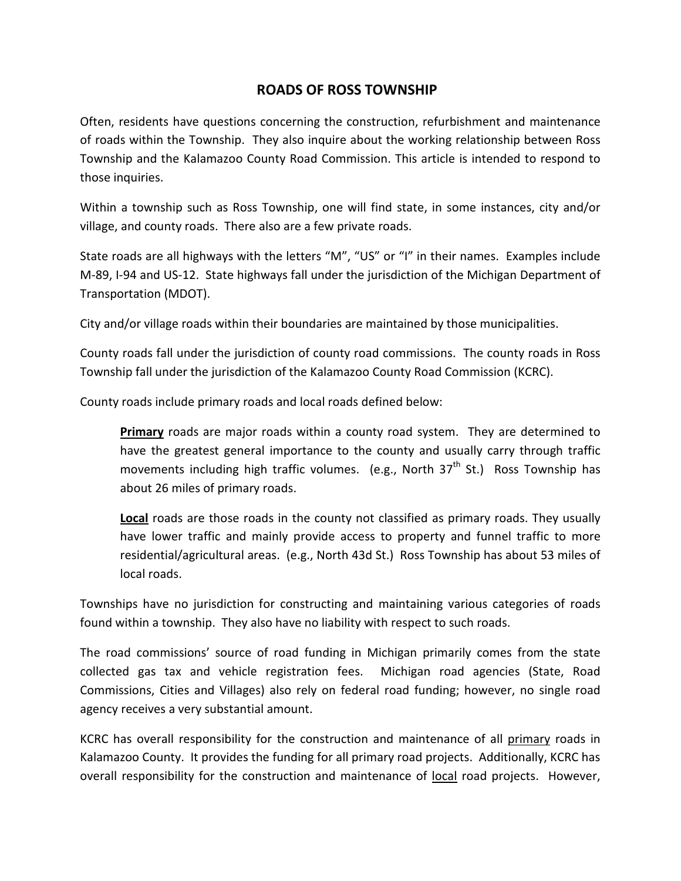# ROADS OF ROSS TOWNSHIP

Often, residents have questions concerning the construction, refurbishment and maintenance of roads within the Township. They also inquire about the working relationship between Ross Township and the Kalamazoo County Road Commission. This article is intended to respond to those inquiries.

Within a township such as Ross Township, one will find state, in some instances, city and/or village, and county roads. There also are a few private roads.

State roads are all highways with the letters "M", "US" or "I" in their names. Examples include M-89, I-94 and US-12. State highways fall under the jurisdiction of the Michigan Department of Transportation (MDOT).

City and/or village roads within their boundaries are maintained by those municipalities.

County roads fall under the jurisdiction of county road commissions. The county roads in Ross Township fall under the jurisdiction of the Kalamazoo County Road Commission (KCRC).

County roads include primary roads and local roads defined below:

> **Primary** roads are major roads within a county road system. They are determined to have the greatest general importance to the county and usually carry through traffic movements including high traffic volumes. (e.g., North 37th St.) Ross Township has about 26 miles of primary roads.
>
> **Local** roads are those roads in the county not classified as primary roads. They usually have lower traffic and mainly provide access to property and funnel traffic to more residential/agricultural areas. (e.g., North 43d St.) Ross Township has about 53 miles of local roads.

Townships have no jurisdiction for constructing and maintaining various categories of roads found within a township. They also have no liability with respect to such roads.

The road commissions' source of road funding in Michigan primarily comes from the state collected gas tax and vehicle registration fees. Michigan road agencies (State, Road Commissions, Cities and Villages) also rely on federal road funding; however, no single road agency receives a very substantial amount.

KCRC has overall responsibility for the construction and maintenance of all primary roads in Kalamazoo County. It provides the funding for all primary road projects. Additionally, KCRC has overall responsibility for the construction and maintenance of local road projects. However,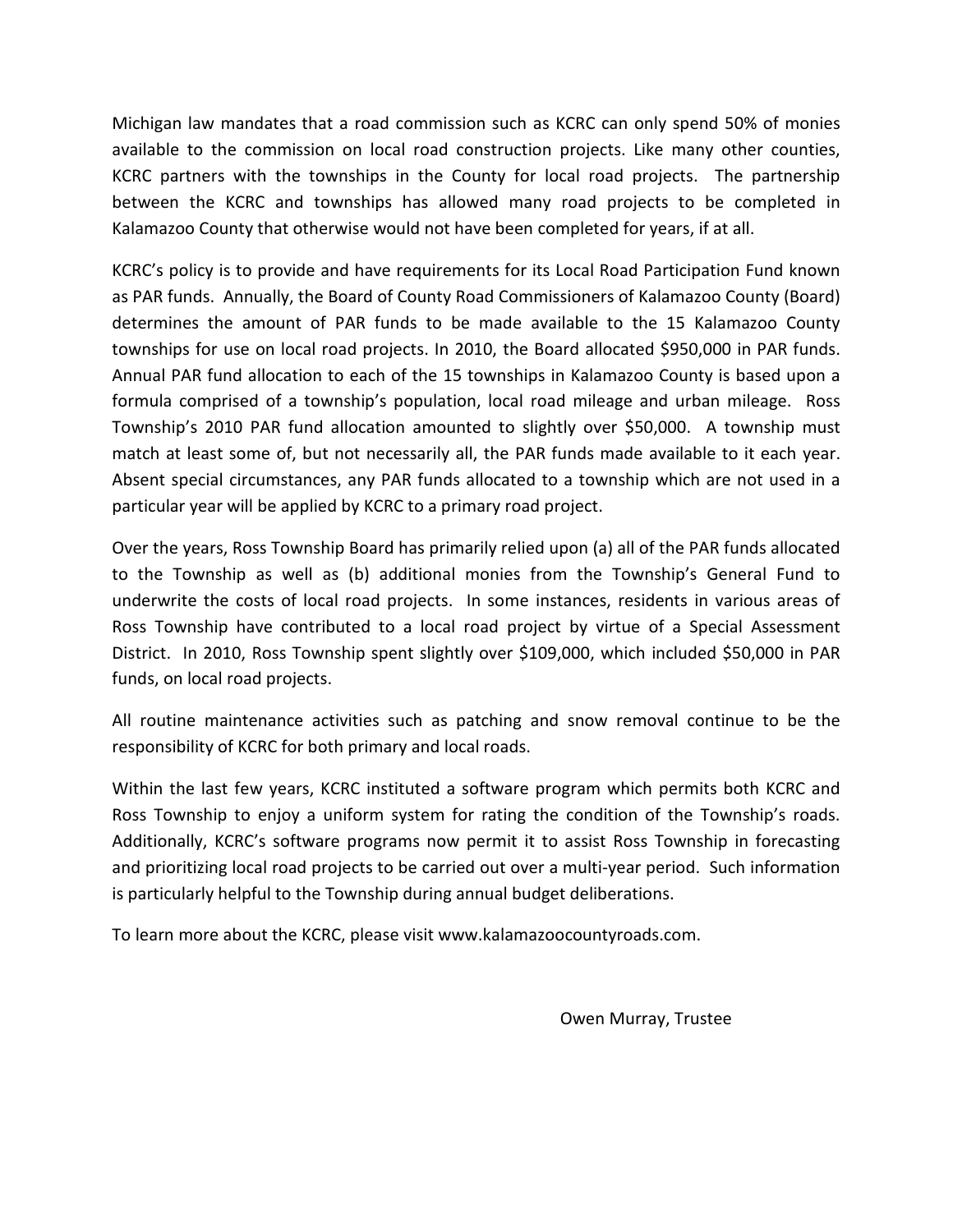Michigan law mandates that a road commission such as KCRC can only spend 50% of monies available to the commission on local road construction projects. Like many other counties, KCRC partners with the townships in the County for local road projects. The partnership between the KCRC and townships has allowed many road projects to be completed in Kalamazoo County that otherwise would not have been completed for years, if at all.

KCRC's policy is to provide and have requirements for its Local Road Participation Fund known as PAR funds. Annually, the Board of County Road Commissioners of Kalamazoo County (Board) determines the amount of PAR funds to be made available to the 15 Kalamazoo County townships for use on local road projects. In 2010, the Board allocated $950,000 in PAR funds. Annual PAR fund allocation to each of the 15 townships in Kalamazoo County is based upon a formula comprised of a township's population, local road mileage and urban mileage. Ross Township's 2010 PAR fund allocation amounted to slightly over $50,000. A township must match at least some of, but not necessarily all, the PAR funds made available to it each year. Absent special circumstances, any PAR funds allocated to a township which are not used in a particular year will be applied by KCRC to a primary road project.

Over the years, Ross Township Board has primarily relied upon (a) all of the PAR funds allocated to the Township as well as (b) additional monies from the Township's General Fund to underwrite the costs of local road projects. In some instances, residents in various areas of Ross Township have contributed to a local road project by virtue of a Special Assessment District. In 2010, Ross Township spent slightly over $109,000, which included $50,000 in PAR funds, on local road projects.

All routine maintenance activities such as patching and snow removal continue to be the responsibility of KCRC for both primary and local roads.

Within the last few years, KCRC instituted a software program which permits both KCRC and Ross Township to enjoy a uniform system for rating the condition of the Township's roads. Additionally, KCRC's software programs now permit it to assist Ross Township in forecasting and prioritizing local road projects to be carried out over a multi-year period. Such information is particularly helpful to the Township during annual budget deliberations.

To learn more about the KCRC, please visit www.kalamazoocountyroads.com.

Owen Murray, Trustee